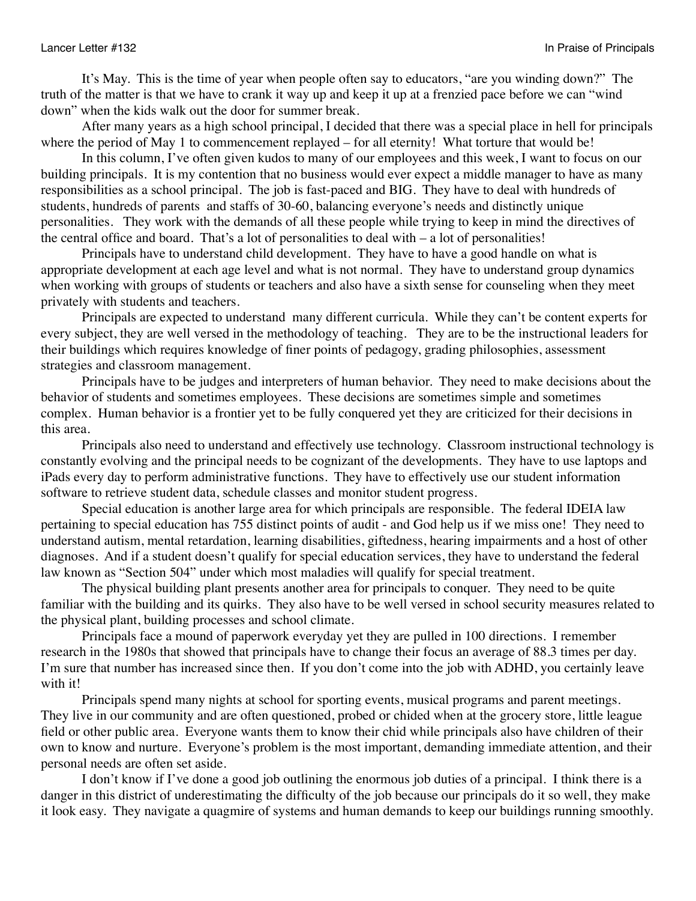It's May. This is the time of year when people often say to educators, "are you winding down?" The truth of the matter is that we have to crank it way up and keep it up at a frenzied pace before we can "wind down" when the kids walk out the door for summer break.

After many years as a high school principal, I decided that there was a special place in hell for principals where the period of May 1 to commencement replayed – for all eternity! What torture that would be!

In this column, I've often given kudos to many of our employees and this week, I want to focus on our building principals. It is my contention that no business would ever expect a middle manager to have as many responsibilities as a school principal. The job is fast-paced and BIG. They have to deal with hundreds of students, hundreds of parents and staffs of 30-60, balancing everyone's needs and distinctly unique personalities. They work with the demands of all these people while trying to keep in mind the directives of the central office and board. That's a lot of personalities to deal with – a lot of personalities!

Principals have to understand child development. They have to have a good handle on what is appropriate development at each age level and what is not normal. They have to understand group dynamics when working with groups of students or teachers and also have a sixth sense for counseling when they meet privately with students and teachers.

Principals are expected to understand many different curricula. While they can't be content experts for every subject, they are well versed in the methodology of teaching. They are to be the instructional leaders for their buildings which requires knowledge of finer points of pedagogy, grading philosophies, assessment strategies and classroom management.

Principals have to be judges and interpreters of human behavior. They need to make decisions about the behavior of students and sometimes employees. These decisions are sometimes simple and sometimes complex. Human behavior is a frontier yet to be fully conquered yet they are criticized for their decisions in this area.

Principals also need to understand and effectively use technology. Classroom instructional technology is constantly evolving and the principal needs to be cognizant of the developments. They have to use laptops and iPads every day to perform administrative functions. They have to effectively use our student information software to retrieve student data, schedule classes and monitor student progress.

Special education is another large area for which principals are responsible. The federal IDEIA law pertaining to special education has 755 distinct points of audit - and God help us if we miss one! They need to understand autism, mental retardation, learning disabilities, giftedness, hearing impairments and a host of other diagnoses. And if a student doesn't qualify for special education services, they have to understand the federal law known as "Section 504" under which most maladies will qualify for special treatment.

The physical building plant presents another area for principals to conquer. They need to be quite familiar with the building and its quirks. They also have to be well versed in school security measures related to the physical plant, building processes and school climate.

Principals face a mound of paperwork everyday yet they are pulled in 100 directions. I remember research in the 1980s that showed that principals have to change their focus an average of 88.3 times per day. I'm sure that number has increased since then. If you don't come into the job with ADHD, you certainly leave with it!

Principals spend many nights at school for sporting events, musical programs and parent meetings. They live in our community and are often questioned, probed or chided when at the grocery store, little league field or other public area. Everyone wants them to know their chid while principals also have children of their own to know and nurture. Everyone's problem is the most important, demanding immediate attention, and their personal needs are often set aside.

I don't know if I've done a good job outlining the enormous job duties of a principal. I think there is a danger in this district of underestimating the difficulty of the job because our principals do it so well, they make it look easy. They navigate a quagmire of systems and human demands to keep our buildings running smoothly.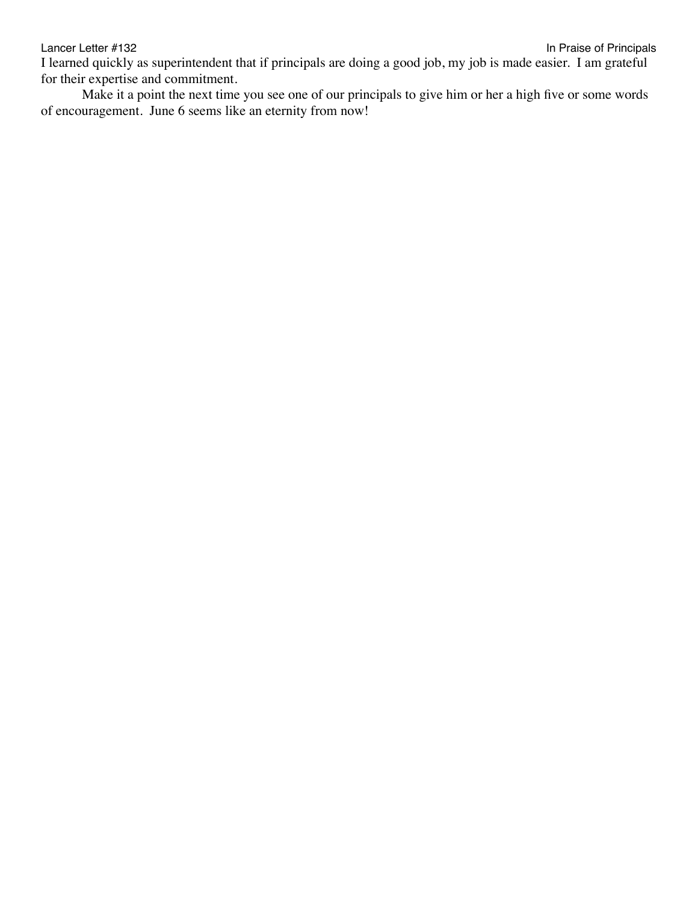I learned quickly as superintendent that if principals are doing a good job, my job is made easier. I am grateful for their expertise and commitment.

Make it a point the next time you see one of our principals to give him or her a high five or some words of encouragement. June 6 seems like an eternity from now!